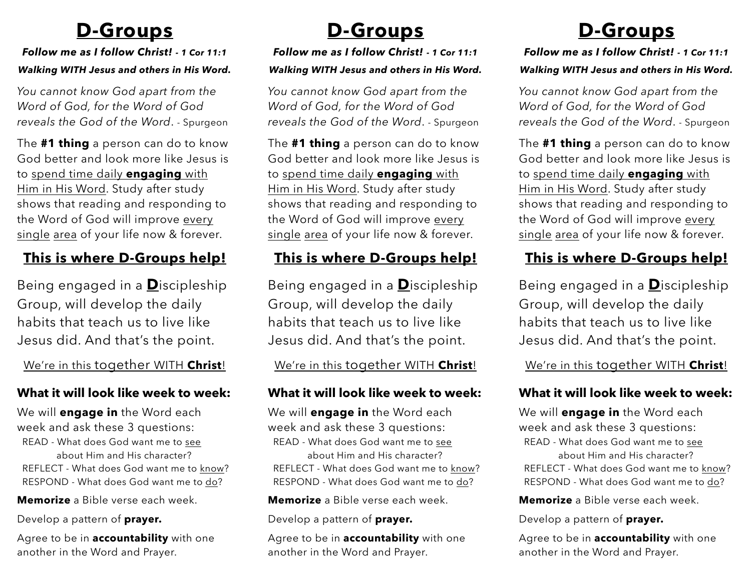# D-Groups

***Follow me as I follow Christ!** - 1 Cor 11:1*

***Walking WITH Jesus and others in His Word.***

*You cannot know God apart from the Word of God, for the Word of God reveals the God of the Word*. - Spurgeon

The **#1 thing** a person can do to know God better and look more like Jesus is to spend time daily **engaging** with Him in His Word. Study after study shows that reading and responding to the Word of God will improve every single area of your life now & forever.

## This is where D-Groups help!

Being engaged in a **D**iscipleship Group, will develop the daily habits that teach us to live like Jesus did. And that's the point.

We're in this together WITH **Christ**!

**What it will look like week to week:**

We will **engage in** the Word each week and ask these 3 questions:

- READ - What does God want me to see about Him and His character?
- REFLECT - What does God want me to know?
- RESPOND - What does God want me to do?

**Memorize** a Bible verse each week.

Develop a pattern of **prayer.**

Agree to be in **accountability** with one another in the Word and Prayer.

# D-Groups

***Follow me as I follow Christ!** - 1 Cor 11:1*

***Walking WITH Jesus and others in His Word.***

*You cannot know God apart from the Word of God, for the Word of God reveals the God of the Word*. - Spurgeon

The **#1 thing** a person can do to know God better and look more like Jesus is to spend time daily **engaging** with Him in His Word. Study after study shows that reading and responding to the Word of God will improve every single area of your life now & forever.

## This is where D-Groups help!

Being engaged in a **D**iscipleship Group, will develop the daily habits that teach us to live like Jesus did. And that's the point.

We're in this together WITH **Christ**!

**What it will look like week to week:**

We will **engage in** the Word each week and ask these 3 questions:

- READ - What does God want me to see about Him and His character?
- REFLECT - What does God want me to know?
- RESPOND - What does God want me to do?

**Memorize** a Bible verse each week.

Develop a pattern of **prayer.**

Agree to be in **accountability** with one another in the Word and Prayer.

# D-Groups

***Follow me as I follow Christ!** - 1 Cor 11:1*

***Walking WITH Jesus and others in His Word.***

*You cannot know God apart from the Word of God, for the Word of God reveals the God of the Word*. - Spurgeon

The **#1 thing** a person can do to know God better and look more like Jesus is to spend time daily **engaging** with Him in His Word. Study after study shows that reading and responding to the Word of God will improve every single area of your life now & forever.

## This is where D-Groups help!

Being engaged in a **D**iscipleship Group, will develop the daily habits that teach us to live like Jesus did. And that's the point.

We're in this together WITH **Christ**!

**What it will look like week to week:**

We will **engage in** the Word each week and ask these 3 questions:

- READ - What does God want me to see about Him and His character?
- REFLECT - What does God want me to know?
- RESPOND - What does God want me to do?

**Memorize** a Bible verse each week.

Develop a pattern of **prayer.**

Agree to be in **accountability** with one another in the Word and Prayer.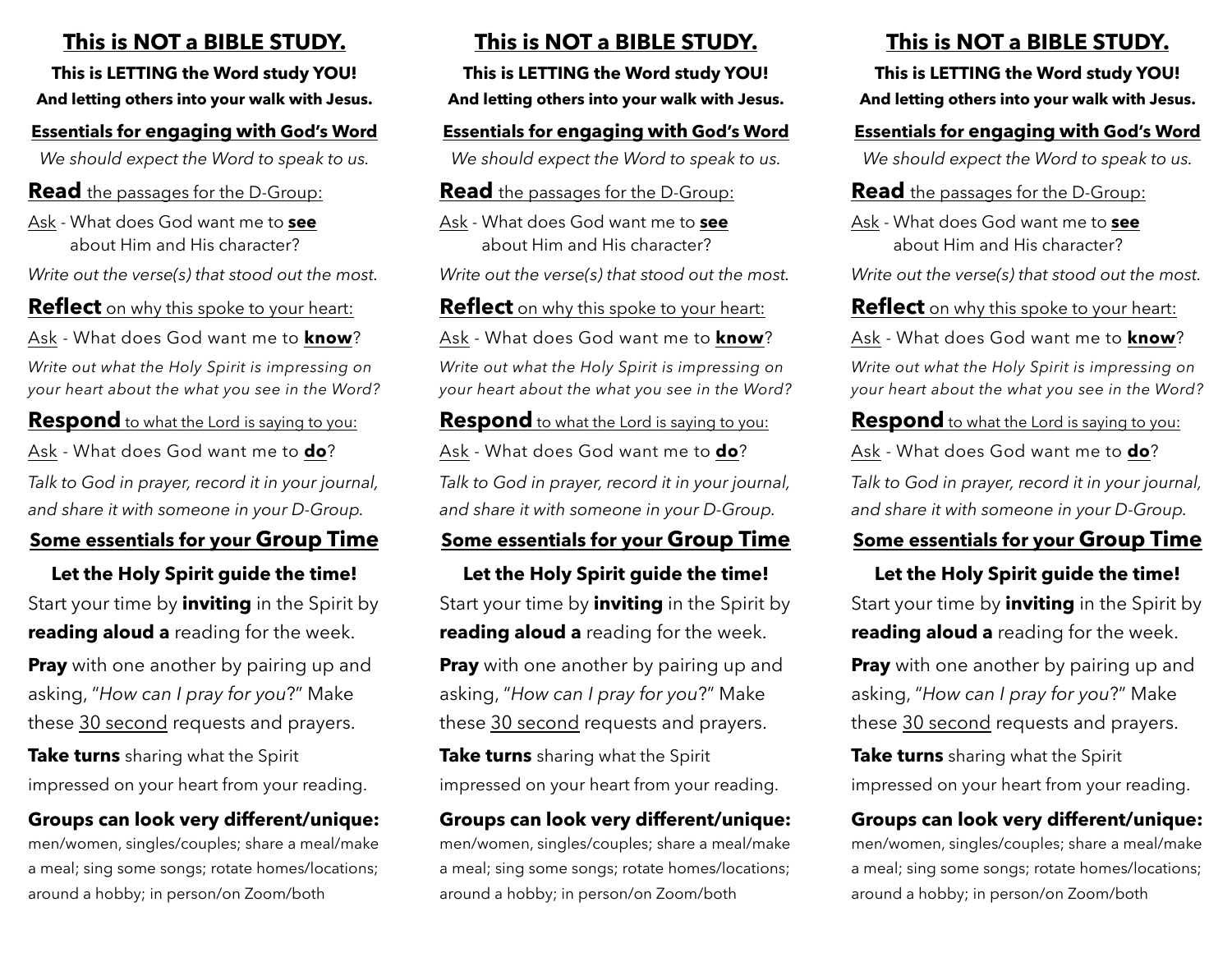## This is NOT a BIBLE STUDY.

**This is LETTING the Word study YOU!**

**And letting others into your walk with Jesus.**

### Essentials for engaging with God's Word

*We should expect the Word to speak to us.*

**Read** the passages for the D-Group:

Ask - What does God want me to **see** about Him and His character?

*Write out the verse(s) that stood out the most.*

**Reflect** on why this spoke to your heart:

Ask - What does God want me to **know**?

*Write out what the Holy Spirit is impressing on your heart about the what you see in the Word?*

**Respond** to what the Lord is saying to you:

Ask - What does God want me to **do**?

*Talk to God in prayer, record it in your journal, and share it with someone in your D-Group.*

### Some essentials for your Group Time

**Let the Holy Spirit guide the time!**

Start your time by **inviting** in the Spirit by **reading aloud a** reading for the week.

**Pray** with one another by pairing up and asking, "*How can I pray for you*?" Make these 30 second requests and prayers.

**Take turns** sharing what the Spirit impressed on your heart from your reading.

**Groups can look very different/unique:** men/women, singles/couples; share a meal/make a meal; sing some songs; rotate homes/locations; around a hobby; in person/on Zoom/both

## This is NOT a BIBLE STUDY.

**This is LETTING the Word study YOU!**

**And letting others into your walk with Jesus.**

### Essentials for engaging with God's Word

*We should expect the Word to speak to us.*

**Read** the passages for the D-Group:

Ask - What does God want me to **see** about Him and His character?

*Write out the verse(s) that stood out the most.*

**Reflect** on why this spoke to your heart:

Ask - What does God want me to **know**?

*Write out what the Holy Spirit is impressing on your heart about the what you see in the Word?*

**Respond** to what the Lord is saying to you:

Ask - What does God want me to **do**?

*Talk to God in prayer, record it in your journal, and share it with someone in your D-Group.*

### Some essentials for your Group Time

**Let the Holy Spirit guide the time!**

Start your time by **inviting** in the Spirit by **reading aloud a** reading for the week.

**Pray** with one another by pairing up and asking, "*How can I pray for you*?" Make these 30 second requests and prayers.

**Take turns** sharing what the Spirit impressed on your heart from your reading.

**Groups can look very different/unique:** men/women, singles/couples; share a meal/make a meal; sing some songs; rotate homes/locations; around a hobby; in person/on Zoom/both

## This is NOT a BIBLE STUDY.

**This is LETTING the Word study YOU!**

**And letting others into your walk with Jesus.**

### Essentials for engaging with God's Word

*We should expect the Word to speak to us.*

**Read** the passages for the D-Group:

Ask - What does God want me to **see** about Him and His character?

*Write out the verse(s) that stood out the most.*

**Reflect** on why this spoke to your heart:

Ask - What does God want me to **know**?

*Write out what the Holy Spirit is impressing on your heart about the what you see in the Word?*

**Respond** to what the Lord is saying to you:

Ask - What does God want me to **do**?

*Talk to God in prayer, record it in your journal, and share it with someone in your D-Group.*

### Some essentials for your Group Time

**Let the Holy Spirit guide the time!**

Start your time by **inviting** in the Spirit by **reading aloud a** reading for the week.

**Pray** with one another by pairing up and asking, "*How can I pray for you*?" Make these 30 second requests and prayers.

**Take turns** sharing what the Spirit impressed on your heart from your reading.

**Groups can look very different/unique:** men/women, singles/couples; share a meal/make a meal; sing some songs; rotate homes/locations; around a hobby; in person/on Zoom/both